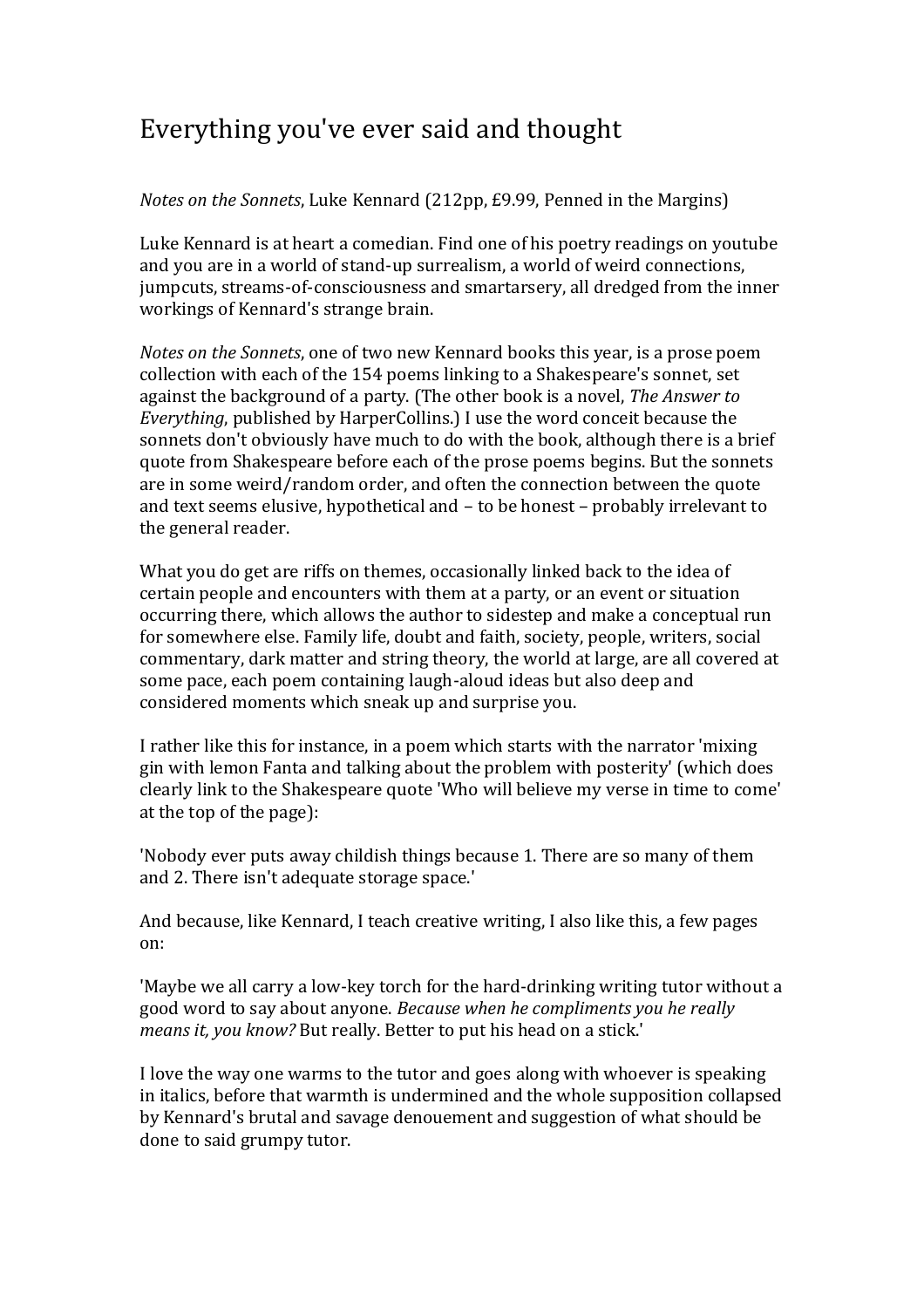# Everything you've ever said and thought

*Notes on the Sonnets*, Luke Kennard (212pp, £9.99, Penned in the Margins)

Luke Kennard is at heart a comedian. Find one of his poetry readings on youtube and you are in a world of stand-up surrealism, a world of weird connections, jumpcuts, streams-of-consciousness and smartarsery, all dredged from the inner workings of Kennard's strange brain.

*Notes on the Sonnets*, one of two new Kennard books this year, is a prose poem collection with each of the 154 poems linking to a Shakespeare's sonnet, set against the background of a party. (The other book is a novel, *The Answer to Everything*, published by HarperCollins.) I use the word conceit because the sonnets don't obviously have much to do with the book, although there is a brief quote from Shakespeare before each of the prose poems begins. But the sonnets are in some weird/random order, and often the connection between the quote and text seems elusive, hypothetical and – to be honest – probably irrelevant to the general reader.

What you do get are riffs on themes, occasionally linked back to the idea of certain people and encounters with them at a party, or an event or situation occurring there, which allows the author to sidestep and make a conceptual run for somewhere else. Family life, doubt and faith, society, people, writers, social commentary, dark matter and string theory, the world at large, are all covered at some pace, each poem containing laugh-aloud ideas but also deep and considered moments which sneak up and surprise you.

I rather like this for instance, in a poem which starts with the narrator 'mixing gin with lemon Fanta and talking about the problem with posterity' (which does clearly link to the Shakespeare quote 'Who will believe my verse in time to come' at the top of the page):

'Nobody ever puts away childish things because 1. There are so many of them and 2. There isn't adequate storage space.'

And because, like Kennard, I teach creative writing, I also like this, a few pages on:

'Maybe we all carry a low-key torch for the hard-drinking writing tutor without a good word to say about anyone. *Because when he compliments you he really means it, you know?* But really. Better to put his head on a stick.'

I love the way one warms to the tutor and goes along with whoever is speaking in italics, before that warmth is undermined and the whole supposition collapsed by Kennard's brutal and savage denouement and suggestion of what should be done to said grumpy tutor.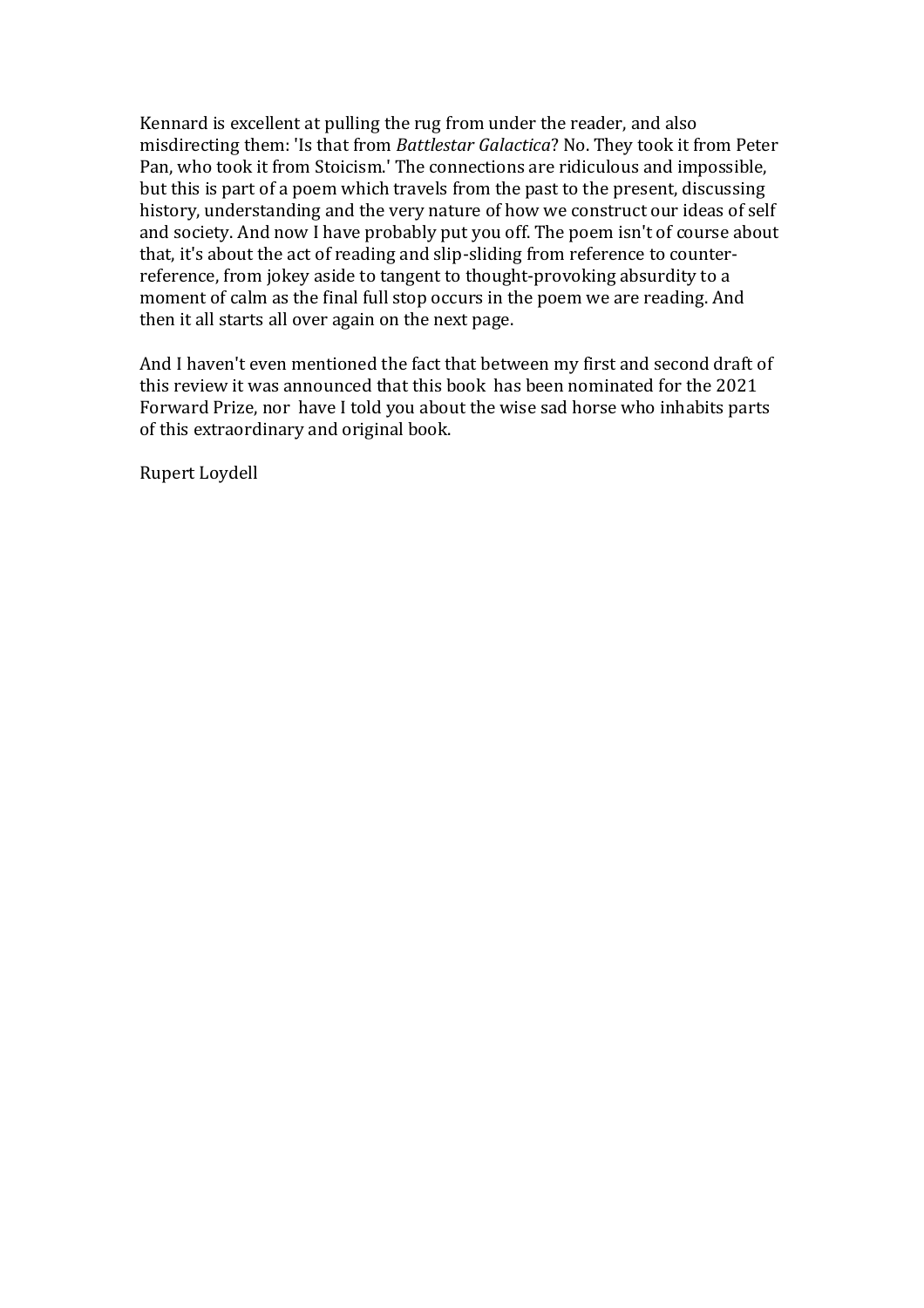Kennard is excellent at pulling the rug from under the reader, and also misdirecting them: 'Is that from *Battlestar Galactica*? No. They took it from Peter Pan, who took it from Stoicism.' The connections are ridiculous and impossible, but this is part of a poem which travels from the past to the present, discussing history, understanding and the very nature of how we construct our ideas of self and society. And now I have probably put you off. The poem isn't of course about that, it's about the act of reading and slip-sliding from reference to counter-reference, from jokey aside to tangent to thought-provoking absurdity to a moment of calm as the final full stop occurs in the poem we are reading. And then it all starts all over again on the next page.

And I haven't even mentioned the fact that between my first and second draft of this review it was announced that this book has been nominated for the 2021 Forward Prize, nor have I told you about the wise sad horse who inhabits parts of this extraordinary and original book.

Rupert Loydell